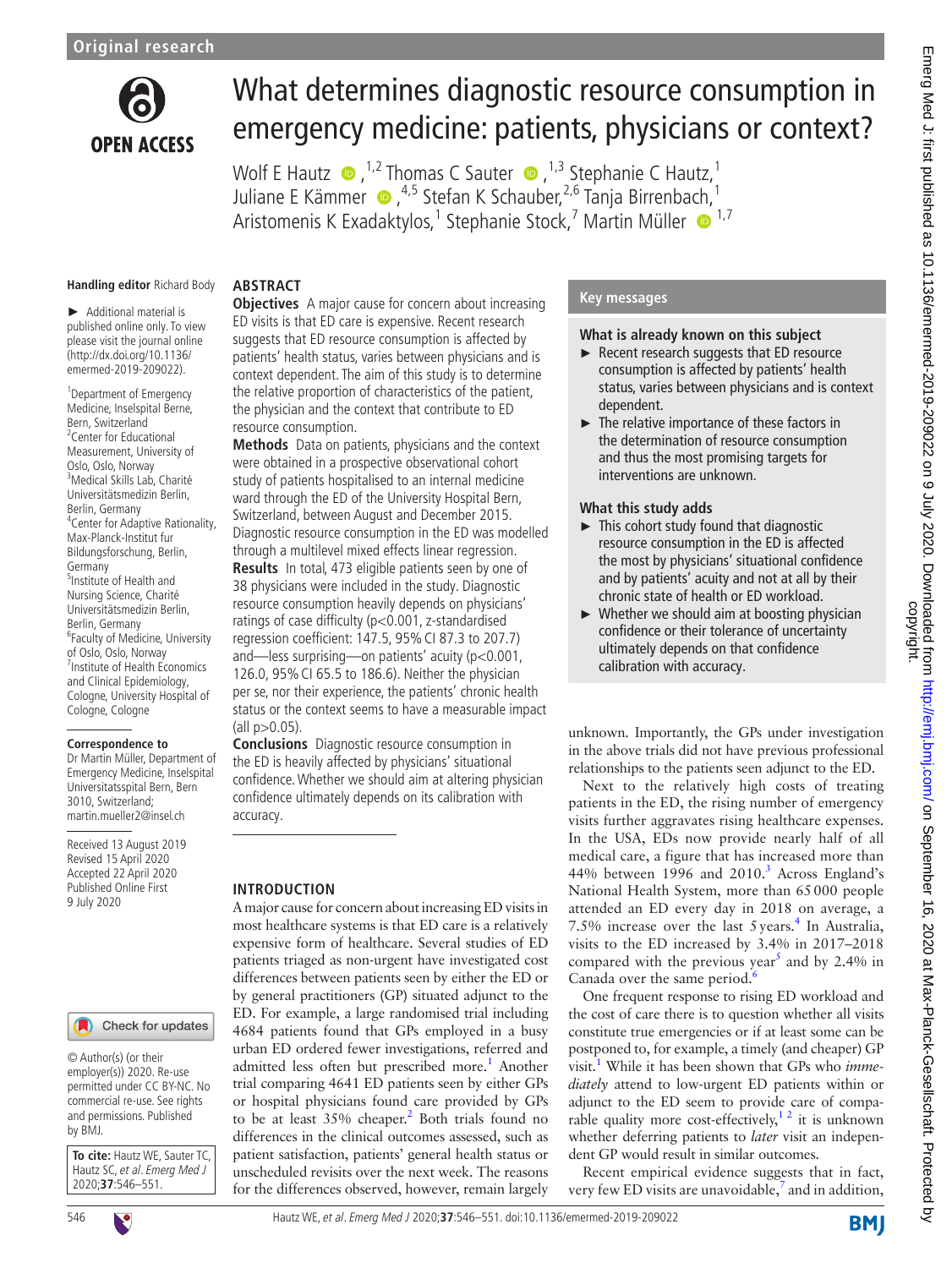Original research

# What determines diagnostic resource consumption in emergency medicine: patients, physicians or context?

Wolf E Hautz,[1,2] Thomas C Sauter,[1,3] Stephanie C Hautz,[1] Juliane E Kämmer,[4,5] Stefan K Schauber,[2,6] Tanja Birrenbach,[1] Aristomenis K Exadaktylos,[1] Stephanie Stock,[7] Martin Müller[1,7]

**Handling editor** Richard Body

► Additional material is published online only. To view please visit the journal online (http://dx.doi.org/10.1136/emermed-2019-209022).

[1]Department of Emergency Medicine, Inselspital Berne, Bern, Switzerland
[2]Center for Educational Measurement, University of Oslo, Oslo, Norway
[3]Medical Skills Lab, Charité Universitätsmedizin Berlin, Berlin, Germany
[4]Center for Adaptive Rationality, Max-Planck-Institut fur Bildungsforschung, Berlin, Germany
[5]Institute of Health and Nursing Science, Charité Universitätsmedizin Berlin, Berlin, Germany
[6]Faculty of Medicine, University of Oslo, Oslo, Norway
[7]Institute of Health Economics and Clinical Epidemiology, Cologne, University Hospital of Cologne, Cologne

**Correspondence to**
Dr Martin Müller, Department of Emergency Medicine, Inselspital Bern, Universitatsspital Bern, Bern 3010, Switzerland; martin.mueller2@insel.ch

Received 13 August 2019
Revised 15 April 2020
Accepted 22 April 2020
Published Online First 9 July 2020

© Author(s) (or their employer(s)) 2020. Re-use permitted under CC BY-NC. No commercial re-use. See rights and permissions. Published by BMJ.

**To cite:** Hautz WE, Sauter TC, Hautz SC, *et al. Emerg Med J* 2020;**37**:546–551.

## ABSTRACT

**Objectives** A major cause for concern about increasing ED visits is that ED care is expensive. Recent research suggests that ED resource consumption is affected by patients' health status, varies between physicians and is context dependent. The aim of this study is to determine the relative proportion of characteristics of the patient, the physician and the context that contribute to ED resource consumption.

**Methods** Data on patients, physicians and the context were obtained in a prospective observational cohort study of patients hospitalised to an internal medicine ward through the ED of the University Hospital Bern, Switzerland, between August and December 2015. Diagnostic resource consumption in the ED was modelled through a multilevel mixed effects linear regression.

**Results** In total, 473 eligible patients seen by one of 38 physicians were included in the study. Diagnostic resource consumption heavily depends on physicians' ratings of case difficulty ($p<0.001$, z-standardised regression coefficient: 147.5, 95% CI 87.3 to 207.7) and—less surprising—on patients' acuity ($p<0.001$, 126.0, 95% CI 65.5 to 186.6). Neither the physician per se, nor their experience, the patients' chronic health status or the context seems to have a measurable impact (all $p>0.05$).

**Conclusions** Diagnostic resource consumption in the ED is heavily affected by physicians' situational confidence. Whether we should aim at altering physician confidence ultimately depends on its calibration with accuracy.

## Key messages

### What is already known on this subject

- ► Recent research suggests that ED resource consumption is affected by patients' health status, varies between physicians and is context dependent.
- ► The relative importance of these factors in the determination of resource consumption and thus the most promising targets for interventions are unknown.

### What this study adds

- ► This cohort study found that diagnostic resource consumption in the ED is affected the most by physicians' situational confidence and by patients' acuity and not at all by their chronic state of health or ED workload.
- ► Whether we should aim at boosting physician confidence or their tolerance of uncertainty ultimately depends on that confidence calibration with accuracy.

## INTRODUCTION

A major cause for concern about increasing ED visits in most healthcare systems is that ED care is a relatively expensive form of healthcare. Several studies of ED patients triaged as non-urgent have investigated cost differences between patients seen by either the ED or by general practitioners (GP) situated adjunct to the ED. For example, a large randomised trial including 4684 patients found that GPs employed in a busy urban ED ordered fewer investigations, referred and admitted less often but prescribed more.[1] Another trial comparing 4641 ED patients seen by either GPs or hospital physicians found care provided by GPs to be at least 35% cheaper.[2] Both trials found no differences in the clinical outcomes assessed, such as patient satisfaction, patients' general health status or unscheduled revisits over the next week. The reasons for the differences observed, however, remain largely unknown. Importantly, the GPs under investigation in the above trials did not have previous professional relationships to the patients seen adjunct to the ED.

Next to the relatively high costs of treating patients in the ED, the rising number of emergency visits further aggravates rising healthcare expenses. In the USA, EDs now provide nearly half of all medical care, a figure that has increased more than 44% between 1996 and 2010.[3] Across England's National Health System, more than 65 000 people attended an ED every day in 2018 on average, a 7.5% increase over the last 5 years.[4] In Australia, visits to the ED increased by 3.4% in 2017–2018 compared with the previous year[5] and by 2.4% in Canada over the same period.[6]

One frequent response to rising ED workload and the cost of care there is to question whether all visits constitute true emergencies or if at least some can be postponed to, for example, a timely (and cheaper) GP visit.[1] While it has been shown that GPs who *immediately* attend to low-urgent ED patients within or adjunct to the ED seem to provide care of comparable quality more cost-effectively,[1,2] it is unknown whether deferring patients to *later* visit an independent GP would result in similar outcomes.

Recent empirical evidence suggests that in fact, very few ED visits are unavoidable,[7] and in addition,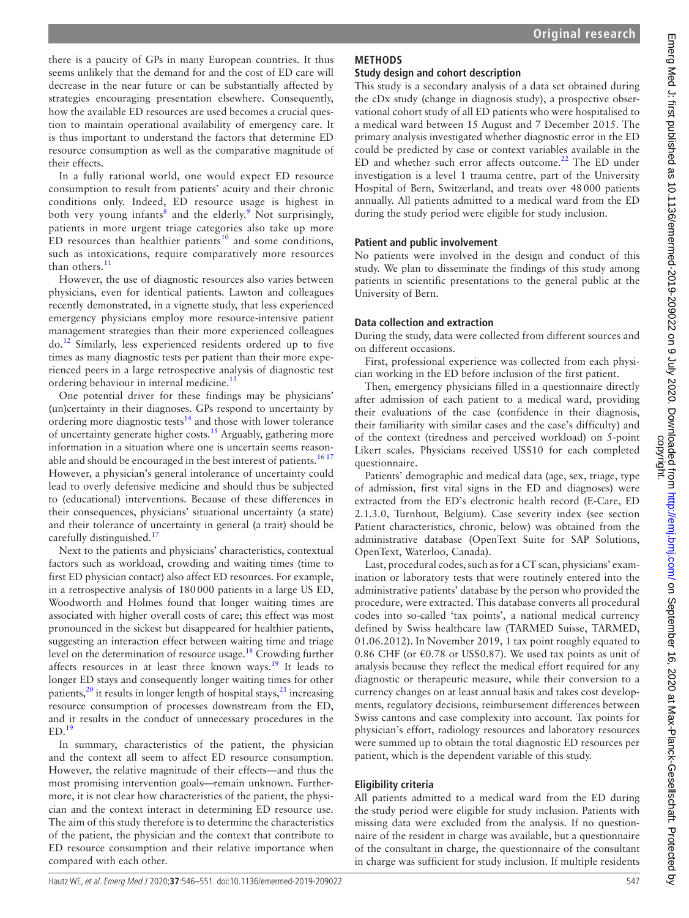there is a paucity of GPs in many European countries. It thus seems unlikely that the demand for and the cost of ED care will decrease in the near future or can be substantially affected by strategies encouraging presentation elsewhere. Consequently, how the available ED resources are used becomes a crucial question to maintain operational availability of emergency care. It is thus important to understand the factors that determine ED resource consumption as well as the comparative magnitude of their effects.

In a fully rational world, one would expect ED resource consumption to result from patients' acuity and their chronic conditions only. Indeed, ED resource usage is highest in both very young infants[8] and the elderly.[9] Not surprisingly, patients in more urgent triage categories also take up more ED resources than healthier patients[10] and some conditions, such as intoxications, require comparatively more resources than others.[11]

However, the use of diagnostic resources also varies between physicians, even for identical patients. Lawton and colleagues recently demonstrated, in a vignette study, that less experienced emergency physicians employ more resource-intensive patient management strategies than their more experienced colleagues do.[12] Similarly, less experienced residents ordered up to five times as many diagnostic tests per patient than their more experienced peers in a large retrospective analysis of diagnostic test ordering behaviour in internal medicine.[13]

One potential driver for these findings may be physicians' (un)certainty in their diagnoses. GPs respond to uncertainty by ordering more diagnostic tests[14] and those with lower tolerance of uncertainty generate higher costs.[15] Arguably, gathering more information in a situation where one is uncertain seems reasonable and should be encouraged in the best interest of patients.[16,17] However, a physician's general intolerance of uncertainty could lead to overly defensive medicine and should thus be subjected to (educational) interventions. Because of these differences in their consequences, physicians' situational uncertainty (a state) and their tolerance of uncertainty in general (a trait) should be carefully distinguished.[17]

Next to the patients and physicians' characteristics, contextual factors such as workload, crowding and waiting times (time to first ED physician contact) also affect ED resources. For example, in a retrospective analysis of 180 000 patients in a large US ED, Woodworth and Holmes found that longer waiting times are associated with higher overall costs of care; this effect was most pronounced in the sickest but disappeared for healthier patients, suggesting an interaction effect between waiting time and triage level on the determination of resource usage.[18] Crowding further affects resources in at least three known ways.[19] It leads to longer ED stays and consequently longer waiting times for other patients,[20] it results in longer length of hospital stays,[21] increasing resource consumption of processes downstream from the ED, and it results in the conduct of unnecessary procedures in the ED.[19]

In summary, characteristics of the patient, the physician and the context all seem to affect ED resource consumption. However, the relative magnitude of their effects—and thus the most promising intervention goals—remain unknown. Furthermore, it is not clear how characteristics of the patient, the physician and the context interact in determining ED resource use. The aim of this study therefore is to determine the characteristics of the patient, the physician and the context that contribute to ED resource consumption and their relative importance when compared with each other.

## METHODS

### Study design and cohort description

This study is a secondary analysis of a data set obtained during the cDx study (change in diagnosis study), a prospective observational cohort study of all ED patients who were hospitalised to a medical ward between 15 August and 7 December 2015. The primary analysis investigated whether diagnostic error in the ED could be predicted by case or context variables available in the ED and whether such error affects outcome.[22] The ED under investigation is a level 1 trauma centre, part of the University Hospital of Bern, Switzerland, and treats over 48 000 patients annually. All patients admitted to a medical ward from the ED during the study period were eligible for study inclusion.

### Patient and public involvement

No patients were involved in the design and conduct of this study. We plan to disseminate the findings of this study among patients in scientific presentations to the general public at the University of Bern.

### Data collection and extraction

During the study, data were collected from different sources and on different occasions.

First, professional experience was collected from each physician working in the ED before inclusion of the first patient.

Then, emergency physicians filled in a questionnaire directly after admission of each patient to a medical ward, providing their evaluations of the case (confidence in their diagnosis, their familiarity with similar cases and the case's difficulty) and of the context (tiredness and perceived workload) on 5-point Likert scales. Physicians received US$10 for each completed questionnaire.

Patients' demographic and medical data (age, sex, triage, type of admission, first vital signs in the ED and diagnoses) were extracted from the ED's electronic health record (E-Care, ED 2.1.3.0, Turnhout, Belgium). Case severity index (see section Patient characteristics, chronic, below) was obtained from the administrative database (OpenText Suite for SAP Solutions, OpenText, Waterloo, Canada).

Last, procedural codes, such as for a CT scan, physicians' examination or laboratory tests that were routinely entered into the administrative patients' database by the person who provided the procedure, were extracted. This database converts all procedural codes into so-called 'tax points', a national medical currency defined by Swiss healthcare law (TARMED Suisse, TARMED, 01.06.2012). In November 2019, 1 tax point roughly equated to 0.86 CHF (or €0.78 or US$0.87). We used tax points as unit of analysis because they reflect the medical effort required for any diagnostic or therapeutic measure, while their conversion to a currency changes on at least annual basis and takes cost developments, regulatory decisions, reimbursement differences between Swiss cantons and case complexity into account. Tax points for physician's effort, radiology resources and laboratory resources were summed up to obtain the total diagnostic ED resources per patient, which is the dependent variable of this study.

### Eligibility criteria

All patients admitted to a medical ward from the ED during the study period were eligible for study inclusion. Patients with missing data were excluded from the analysis. If no questionnaire of the resident in charge was available, but a questionnaire of the consultant in charge, the questionnaire of the consultant in charge was sufficient for study inclusion. If multiple residents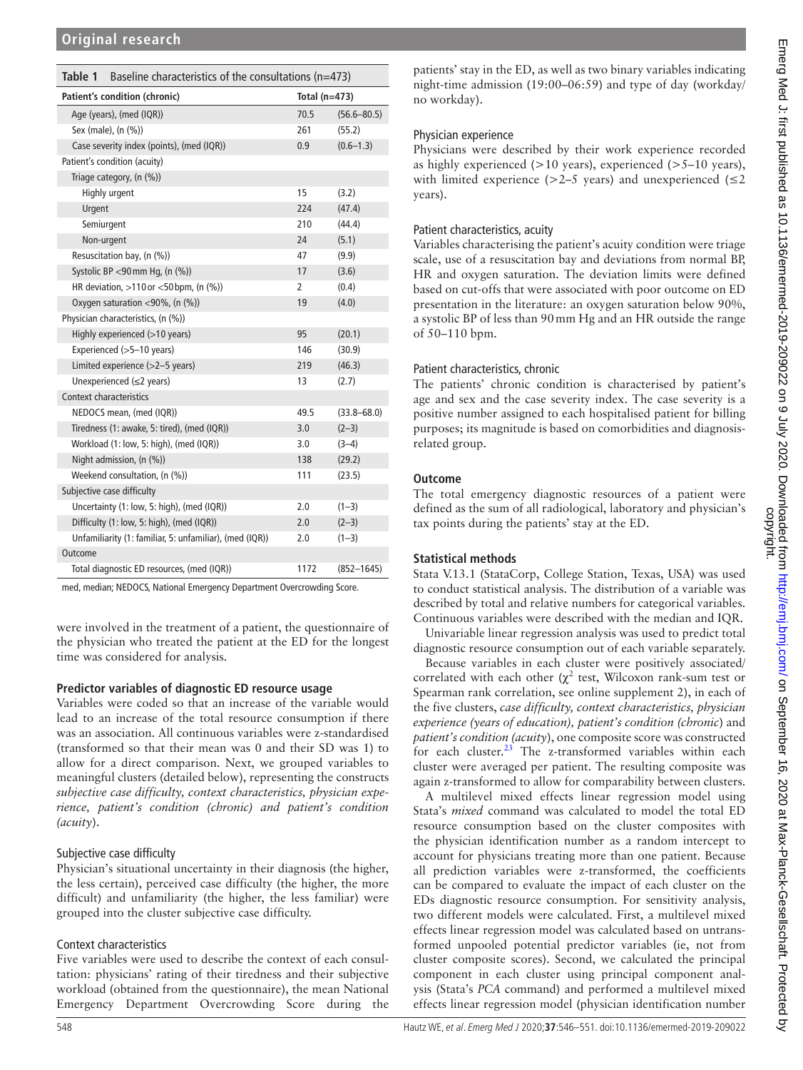**Table 1** Baseline characteristics of the consultations (n=473)

| Patient's condition (chronic) | Total (n=473) | |
|---|---|---|
| Age (years), (med (IQR)) | 70.5 | (56.6–80.5) |
| Sex (male), (n (%)) | 261 | (55.2) |
| Case severity index (points), (med (IQR)) | 0.9 | (0.6–1.3) |
| Patient's condition (acuity) | | |
| Triage category, (n (%)) | | |
| Highly urgent | 15 | (3.2) |
| Urgent | 224 | (47.4) |
| Semiurgent | 210 | (44.4) |
| Non-urgent | 24 | (5.1) |
| Resuscitation bay, (n (%)) | 47 | (9.9) |
| Systolic BP <90 mm Hg, (n (%)) | 17 | (3.6) |
| HR deviation, >110 or <50 bpm, (n (%)) | 2 | (0.4) |
| Oxygen saturation <90%, (n (%)) | 19 | (4.0) |
| Physician characteristics, (n (%)) | | |
| Highly experienced (>10 years) | 95 | (20.1) |
| Experienced (>5–10 years) | 146 | (30.9) |
| Limited experience (>2–5 years) | 219 | (46.3) |
| Unexperienced (≤2 years) | 13 | (2.7) |
| Context characteristics | | |
| NEDOCS mean, (med (IQR)) | 49.5 | (33.8–68.0) |
| Tiredness (1: awake, 5: tired), (med (IQR)) | 3.0 | (2–3) |
| Workload (1: low, 5: high), (med (IQR)) | 3.0 | (3–4) |
| Night admission, (n (%)) | 138 | (29.2) |
| Weekend consultation, (n (%)) | 111 | (23.5) |
| Subjective case difficulty | | |
| Uncertainty (1: low, 5: high), (med (IQR)) | 2.0 | (1–3) |
| Difficulty (1: low, 5: high), (med (IQR)) | 2.0 | (2–3) |
| Unfamiliarity (1: familiar, 5: unfamiliar), (med (IQR)) | 2.0 | (1–3) |
| Outcome | | |
| Total diagnostic ED resources, (med (IQR)) | 1172 | (852–1645) |

med, median; NEDOCS, National Emergency Department Overcrowding Score.

were involved in the treatment of a patient, the questionnaire of the physician who treated the patient at the ED for the longest time was considered for analysis.

## Predictor variables of diagnostic ED resource usage

Variables were coded so that an increase of the variable would lead to an increase of the total resource consumption if there was an association. All continuous variables were z-standardised (transformed so that their mean was 0 and their SD was 1) to allow for a direct comparison. Next, we grouped variables to meaningful clusters (detailed below), representing the constructs *subjective case difficulty, context characteristics, physician experience, patient's condition (chronic) and patient's condition (acuity)*.

### Subjective case difficulty

Physician's situational uncertainty in their diagnosis (the higher, the less certain), perceived case difficulty (the higher, the more difficult) and unfamiliarity (the higher, the less familiar) were grouped into the cluster subjective case difficulty.

### Context characteristics

Five variables were used to describe the context of each consultation: physicians' rating of their tiredness and their subjective workload (obtained from the questionnaire), the mean National Emergency Department Overcrowding Score during the patients' stay in the ED, as well as two binary variables indicating night-time admission (19:00–06:59) and type of day (workday/no workday).

### Physician experience

Physicians were described by their work experience recorded as highly experienced (>10 years), experienced (>5–10 years), with limited experience (>2–5 years) and unexperienced (≤2 years).

### Patient characteristics, acuity

Variables characterising the patient's acuity condition were triage scale, use of a resuscitation bay and deviations from normal BP, HR and oxygen saturation. The deviation limits were defined based on cut-offs that were associated with poor outcome on ED presentation in the literature: an oxygen saturation below 90%, a systolic BP of less than 90 mm Hg and an HR outside the range of 50–110 bpm.

### Patient characteristics, chronic

The patients' chronic condition is characterised by patient's age and sex and the case severity index. The case severity is a positive number assigned to each hospitalised patient for billing purposes; its magnitude is based on comorbidities and diagnosis-related group.

## Outcome

The total emergency diagnostic resources of a patient were defined as the sum of all radiological, laboratory and physician's tax points during the patients' stay at the ED.

## Statistical methods

Stata V.13.1 (StataCorp, College Station, Texas, USA) was used to conduct statistical analysis. The distribution of a variable was described by total and relative numbers for categorical variables. Continuous variables were described with the median and IQR.

Univariable linear regression analysis was used to predict total diagnostic resource consumption out of each variable separately.

Because variables in each cluster were positively associated/correlated with each other ($\chi^2$ test, Wilcoxon rank-sum test or Spearman rank correlation, see online supplement 2), in each of the five clusters, *case difficulty, context characteristics, physician experience (years of education), patient's condition (chronic)* and *patient's condition (acuity)*, one composite score was constructed for each cluster.[23] The z-transformed variables within each cluster were averaged per patient. The resulting composite was again z-transformed to allow for comparability between clusters.

A multilevel mixed effects linear regression model using Stata's *mixed* command was calculated to model the total ED resource consumption based on the cluster composites with the physician identification number as a random intercept to account for physicians treating more than one patient. Because all prediction variables were z-transformed, the coefficients can be compared to evaluate the impact of each cluster on the EDs diagnostic resource consumption. For sensitivity analysis, two different models were calculated. First, a multilevel mixed effects linear regression model was calculated based on untransformed unpooled potential predictor variables (ie, not from cluster composite scores). Second, we calculated the principal component in each cluster using principal component analysis (Stata's *PCA* command) and performed a multilevel mixed effects linear regression model (physician identification number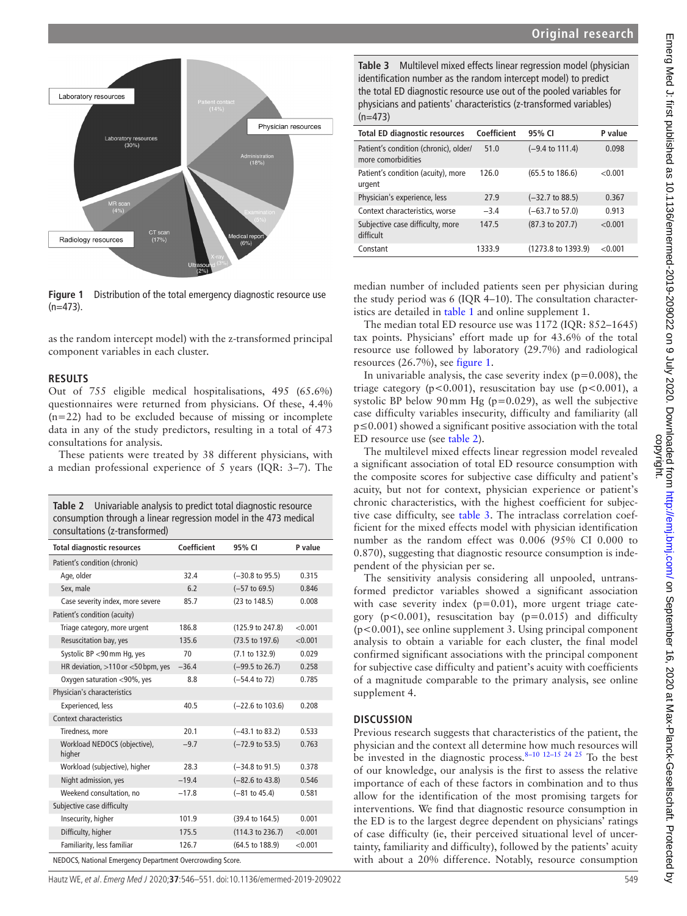Figure 1 Distribution of the total emergency diagnostic resource use (n=473).

as the random intercept model) with the z-transformed principal component variables in each cluster.

## RESULTS

Out of 755 eligible medical hospitalisations, 495 (65.6%) questionnaires were returned from physicians. Of these, 4.4% (n=22) had to be excluded because of missing or incomplete data in any of the study predictors, resulting in a total of 473 consultations for analysis.

These patients were treated by 38 different physicians, with a median professional experience of 5 years (IQR: 3–7). The median number of included patients seen per physician during the study period was 6 (IQR 4–10). The consultation characteristics are detailed in table 1 and online supplement 1.

Table 2 Univariable analysis to predict total diagnostic resource consumption through a linear regression model in the 473 medical consultations (z-transformed)

| Total diagnostic resources | Coefficient | 95% CI | P value |
|---|---|---|---|
| Patient's condition (chronic) | | | |
| Age, older | 32.4 | (−30.8 to 95.5) | 0.315 |
| Sex, male | 6.2 | (−57 to 69.5) | 0.846 |
| Case severity index, more severe | 85.7 | (23 to 148.5) | 0.008 |
| Patient's condition (acuity) | | | |
| Triage category, more urgent | 186.8 | (125.9 to 247.8) | <0.001 |
| Resuscitation bay, yes | 135.6 | (73.5 to 197.6) | <0.001 |
| Systolic BP <90 mm Hg, yes | 70 | (7.1 to 132.9) | 0.029 |
| HR deviation, >110 or <50 bpm, yes | −36.4 | (−99.5 to 26.7) | 0.258 |
| Oxygen saturation <90%, yes | 8.8 | (−54.4 to 72) | 0.785 |
| Physician's characteristics | | | |
| Experienced, less | 40.5 | (−22.6 to 103.6) | 0.208 |
| Context characteristics | | | |
| Tiredness, more | 20.1 | (−43.1 to 83.2) | 0.533 |
| Workload NEDOCS (objective), higher | −9.7 | (−72.9 to 53.5) | 0.763 |
| Workload (subjective), higher | 28.3 | (−34.8 to 91.5) | 0.378 |
| Night admission, yes | −19.4 | (−82.6 to 43.8) | 0.546 |
| Weekend consultation, no | −17.8 | (−81 to 45.4) | 0.581 |
| Subjective case difficulty | | | |
| Insecurity, higher | 101.9 | (39.4 to 164.5) | 0.001 |
| Difficulty, higher | 175.5 | (114.3 to 236.7) | <0.001 |
| Familiarity, less familiar | 126.7 | (64.5 to 188.9) | <0.001 |

NEDOCS, National Emergency Department Overcrowding Score.

Table 3 Multilevel mixed effects linear regression model (physician identification number as the random intercept model) to predict the total ED diagnostic resource use out of the pooled variables for physicians and patients' characteristics (z-transformed variables) (n=473)

| Total ED diagnostic resources | Coefficient | 95% CI | P value |
|---|---|---|---|
| Patient's condition (chronic), older/more comorbidities | 51.0 | (−9.4 to 111.4) | 0.098 |
| Patient's condition (acuity), more urgent | 126.0 | (65.5 to 186.6) | <0.001 |
| Physician's experience, less | 27.9 | (−32.7 to 88.5) | 0.367 |
| Context characteristics, worse | −3.4 | (−63.7 to 57.0) | 0.913 |
| Subjective case difficulty, more difficult | 147.5 | (87.3 to 207.7) | <0.001 |
| Constant | 1333.9 | (1273.8 to 1393.9) | <0.001 |

The median total ED resource use was 1172 (IQR: 852–1645) tax points. Physicians' effort made up for 43.6% of the total resource use followed by laboratory (29.7%) and radiological resources (26.7%), see figure 1.

In univariable analysis, the case severity index (p=0.008), the triage category (p<0.001), resuscitation bay use (p<0.001), a systolic BP below 90 mm Hg (p=0.029), as well the subjective case difficulty variables insecurity, difficulty and familiarity (all p≤0.001) showed a significant positive association with the total ED resource use (see table 2).

The multilevel mixed effects linear regression model revealed a significant association of total ED resource consumption with the composite scores for subjective case difficulty and patient's acuity, but not for context, physician experience or patient's chronic characteristics, with the highest coefficient for subjective case difficulty, see table 3. The intraclass correlation coefficient for the mixed effects model with physician identification number as the random effect was 0.006 (95% CI 0.000 to 0.870), suggesting that diagnostic resource consumption is independent of the physician per se.

The sensitivity analysis considering all unpooled, untransformed predictor variables showed a significant association with case severity index (p=0.01), more urgent triage category (p<0.001), resuscitation bay (p=0.015) and difficulty (p<0.001), see online supplement 3. Using principal component analysis to obtain a variable for each cluster, the final model confirmed significant associations with the principal component for subjective case difficulty and patient's acuity with coefficients of a magnitude comparable to the primary analysis, see online supplement 4.

## DISCUSSION

Previous research suggests that characteristics of the patient, the physician and the context all determine how much resources will be invested in the diagnostic process.[8–10 12–15 24 25] To the best of our knowledge, our analysis is the first to assess the relative importance of each of these factors in combination and to thus allow for the identification of the most promising targets for interventions. We find that diagnostic resource consumption in the ED is to the largest degree dependent on physicians' ratings of case difficulty (ie, their perceived situational level of uncertainty, familiarity and difficulty), followed by the patients' acuity with about a 20% difference. Notably, resource consumption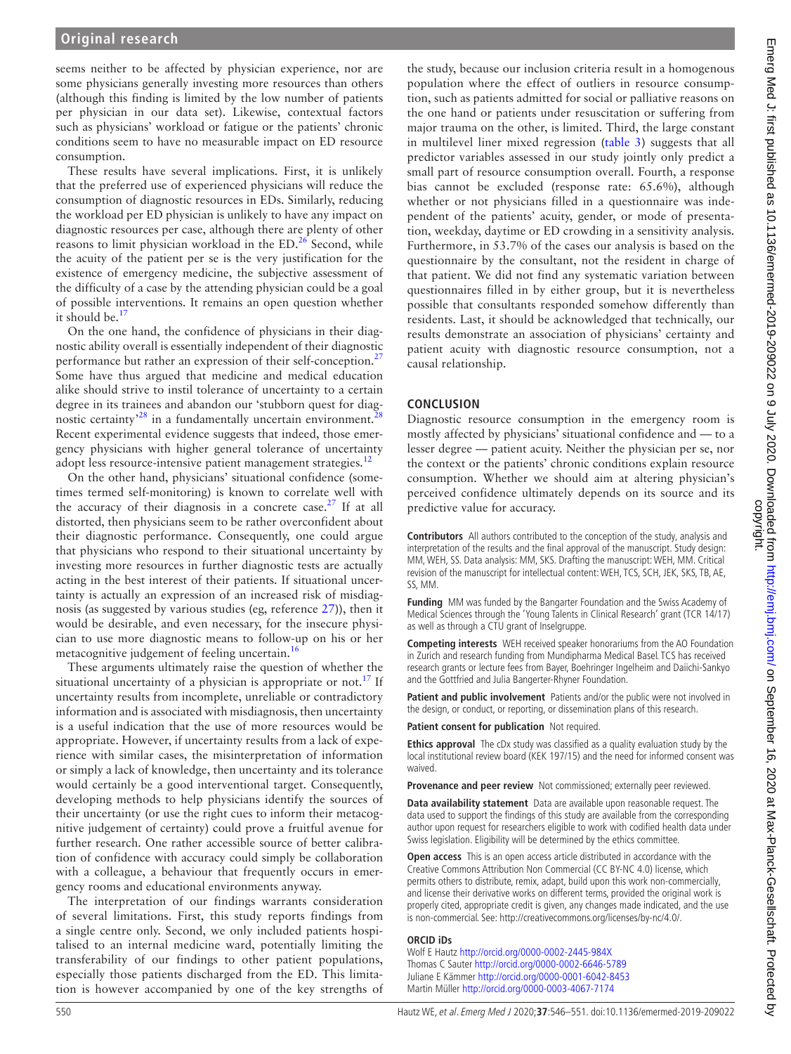seems neither to be affected by physician experience, nor are some physicians generally investing more resources than others (although this finding is limited by the low number of patients per physician in our data set). Likewise, contextual factors such as physicians' workload or fatigue or the patients' chronic conditions seem to have no measurable impact on ED resource consumption.

These results have several implications. First, it is unlikely that the preferred use of experienced physicians will reduce the consumption of diagnostic resources in EDs. Similarly, reducing the workload per ED physician is unlikely to have any impact on diagnostic resources per case, although there are plenty of other reasons to limit physician workload in the ED.[26] Second, while the acuity of the patient per se is the very justification for the existence of emergency medicine, the subjective assessment of the difficulty of a case by the attending physician could be a goal of possible interventions. It remains an open question whether it should be.[17]

On the one hand, the confidence of physicians in their diagnostic ability overall is essentially independent of their diagnostic performance but rather an expression of their self-conception.[27] Some have thus argued that medicine and medical education alike should strive to instil tolerance of uncertainty to a certain degree in its trainees and abandon our 'stubborn quest for diagnostic certainty'[28] in a fundamentally uncertain environment.[28] Recent experimental evidence suggests that indeed, those emergency physicians with higher general tolerance of uncertainty adopt less resource-intensive patient management strategies.[12]

On the other hand, physicians' situational confidence (sometimes termed self-monitoring) is known to correlate well with the accuracy of their diagnosis in a concrete case.[27] If at all distorted, then physicians seem to be rather overconfident about their diagnostic performance. Consequently, one could argue that physicians who respond to their situational uncertainty by investing more resources in further diagnostic tests are actually acting in the best interest of their patients. If situational uncertainty is actually an expression of an increased risk of misdiagnosis (as suggested by various studies (eg, reference 27)), then it would be desirable, and even necessary, for the insecure physician to use more diagnostic means to follow-up on his or her metacognitive judgement of feeling uncertain.[16]

These arguments ultimately raise the question of whether the situational uncertainty of a physician is appropriate or not.[17] If uncertainty results from incomplete, unreliable or contradictory information and is associated with misdiagnosis, then uncertainty is a useful indication that the use of more resources would be appropriate. However, if uncertainty results from a lack of experience with similar cases, the misinterpretation of information or simply a lack of knowledge, then uncertainty and its tolerance would certainly be a good interventional target. Consequently, developing methods to help physicians identify the sources of their uncertainty (or use the right cues to inform their metacognitive judgement of certainty) could prove a fruitful avenue for further research. One rather accessible source of better calibration of confidence with accuracy could simply be collaboration with a colleague, a behaviour that frequently occurs in emergency rooms and educational environments anyway.

The interpretation of our findings warrants consideration of several limitations. First, this study reports findings from a single centre only. Second, we only included patients hospitalised to an internal medicine ward, potentially limiting the transferability of our findings to other patient populations, especially those patients discharged from the ED. This limitation is however accompanied by one of the key strengths of the study, because our inclusion criteria result in a homogenous population where the effect of outliers in resource consumption, such as patients admitted for social or palliative reasons on the one hand or patients under resuscitation or suffering from major trauma on the other, is limited. Third, the large constant in multilevel liner mixed regression (table 3) suggests that all predictor variables assessed in our study jointly only predict a small part of resource consumption overall. Fourth, a response bias cannot be excluded (response rate: 65.6%), although whether or not physicians filled in a questionnaire was independent of the patients' acuity, gender, or mode of presentation, weekday, daytime or ED crowding in a sensitivity analysis. Furthermore, in 53.7% of the cases our analysis is based on the questionnaire by the consultant, not the resident in charge of that patient. We did not find any systematic variation between questionnaires filled in by either group, but it is nevertheless possible that consultants responded somehow differently than residents. Last, it should be acknowledged that technically, our results demonstrate an association of physicians' certainty and patient acuity with diagnostic resource consumption, not a causal relationship.

## CONCLUSION

Diagnostic resource consumption in the emergency room is mostly affected by physicians' situational confidence and — to a lesser degree — patient acuity. Neither the physician per se, nor the context or the patients' chronic conditions explain resource consumption. Whether we should aim at altering physician's perceived confidence ultimately depends on its source and its predictive value for accuracy.

**Contributors** All authors contributed to the conception of the study, analysis and interpretation of the results and the final approval of the manuscript. Study design: MM, WEH, SS. Data analysis: MM, SKS. Drafting the manuscript: WEH, MM. Critical revision of the manuscript for intellectual content: WEH, TCS, SCH, JEK, SKS, TB, AE, SS, MM.

**Funding** MM was funded by the Bangarter Foundation and the Swiss Academy of Medical Sciences through the 'Young Talents in Clinical Research' grant (TCR 14/17) as well as through a CTU grant of Inselgruppe.

**Competing interests** WEH received speaker honorariums from the AO Foundation in Zurich and research funding from Mundipharma Medical Basel. TCS has received research grants or lecture fees from Bayer, Boehringer Ingelheim and Daiichi-Sankyo and the Gottfried and Julia Bangerter-Rhyner Foundation.

**Patient and public involvement** Patients and/or the public were not involved in the design, or conduct, or reporting, or dissemination plans of this research.

**Patient consent for publication** Not required.

**Ethics approval** The cDx study was classified as a quality evaluation study by the local institutional review board (KEK 197/15) and the need for informed consent was waived.

**Provenance and peer review** Not commissioned; externally peer reviewed.

**Data availability statement** Data are available upon reasonable request. The data used to support the findings of this study are available from the corresponding author upon request for researchers eligible to work with codified health data under Swiss legislation. Eligibility will be determined by the ethics committee.

**Open access** This is an open access article distributed in accordance with the Creative Commons Attribution Non Commercial (CC BY-NC 4.0) license, which permits others to distribute, remix, adapt, build upon this work non-commercially, and license their derivative works on different terms, provided the original work is properly cited, appropriate credit is given, any changes made indicated, and the use is non-commercial. See: http://creativecommons.org/licenses/by-nc/4.0/.

### ORCID iDs

Wolf E Hautz http://orcid.org/0000-0002-2445-984X
Thomas C Sauter http://orcid.org/0000-0002-6646-5789
Juliane E Kämmer http://orcid.org/0000-0001-6042-8453
Martin Müller http://orcid.org/0000-0003-4067-7174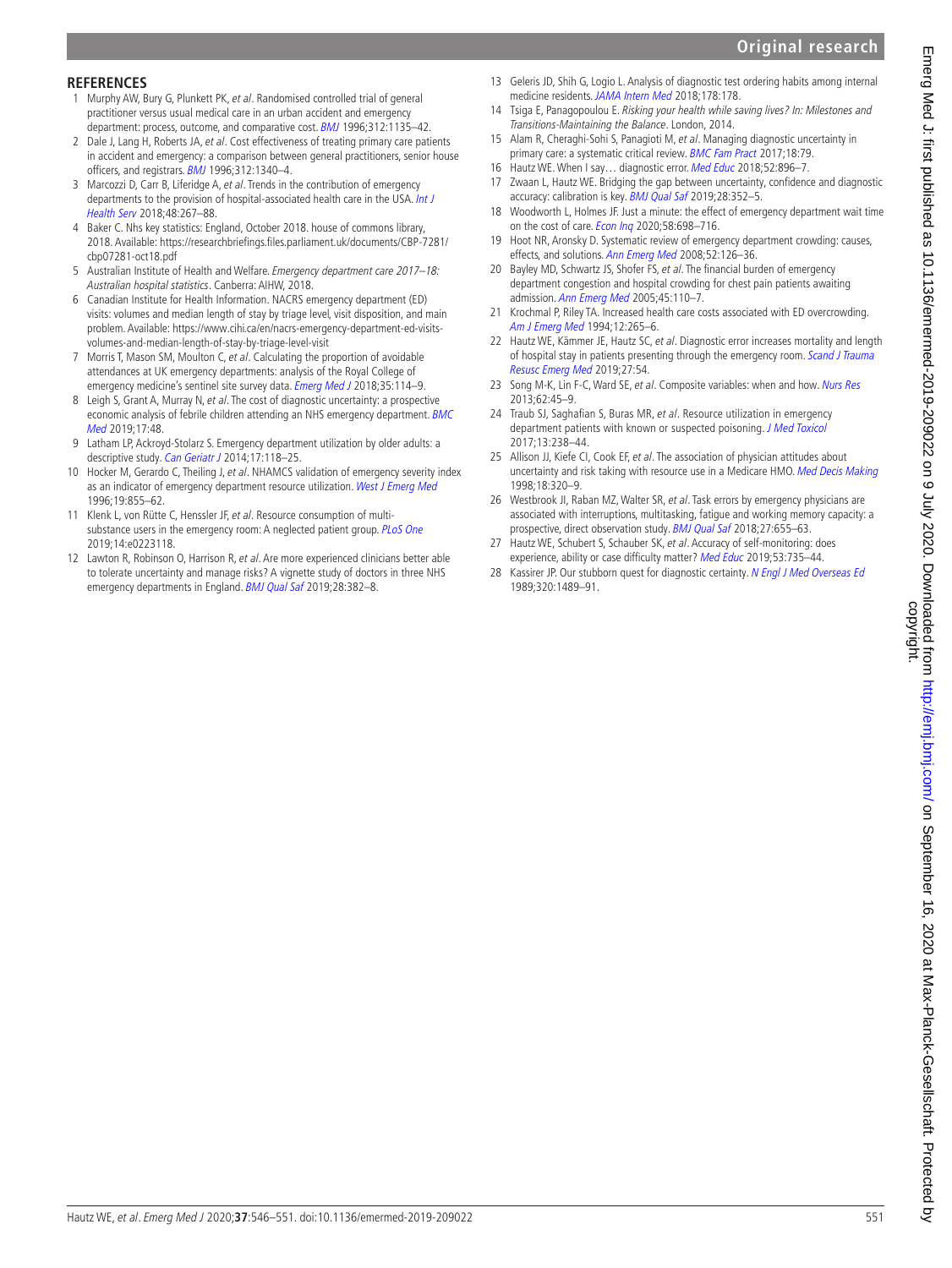## REFERENCES

1. Murphy AW, Bury G, Plunkett PK, *et al*. Randomised controlled trial of general practitioner versus usual medical care in an urban accident and emergency department: process, outcome, and comparative cost. *BMJ* 1996;312:1135–42.
2. Dale J, Lang H, Roberts JA, *et al*. Cost effectiveness of treating primary care patients in accident and emergency: a comparison between general practitioners, senior house officers, and registrars. *BMJ* 1996;312:1340–4.
3. Marcozzi D, Carr B, Liferidge A, *et al*. Trends in the contribution of emergency departments to the provision of hospital-associated health care in the USA. *Int J Health Serv* 2018;48:267–88.
4. Baker C. Nhs key statistics: England, October 2018. house of commons library, 2018. Available: https://researchbriefings.files.parliament.uk/documents/CBP-7281/cbp07281-oct18.pdf
5. Australian Institute of Health and Welfare. *Emergency department care 2017–18: Australian hospital statistics*. Canberra: AIHW, 2018.
6. Canadian Institute for Health Information. NACRS emergency department (ED) visits: volumes and median length of stay by triage level, visit disposition, and main problem. Available: https://www.cihi.ca/en/nacrs-emergency-department-ed-visits-volumes-and-median-length-of-stay-by-triage-level-visit
7. Morris T, Mason SM, Moulton C, *et al*. Calculating the proportion of avoidable attendances at UK emergency departments: analysis of the Royal College of emergency medicine's sentinel site survey data. *Emerg Med J* 2018;35:114–9.
8. Leigh S, Grant A, Murray N, *et al*. The cost of diagnostic uncertainty: a prospective economic analysis of febrile children attending an NHS emergency department. *BMC Med* 2019;17:48.
9. Latham LP, Ackroyd-Stolarz S. Emergency department utilization by older adults: a descriptive study. *Can Geriatr J* 2014;17:118–25.
10. Hocker M, Gerardo C, Theiling J, *et al*. NHAMCS validation of emergency severity index as an indicator of emergency department resource utilization. *West J Emerg Med* 1996;19:855–62.
11. Klenk L, von Rütte C, Henssler JF, *et al*. Resource consumption of multi-substance users in the emergency room: A neglected patient group. *PLoS One* 2019;14:e0223118.
12. Lawton R, Robinson O, Harrison R, *et al*. Are more experienced clinicians better able to tolerate uncertainty and manage risks? A vignette study of doctors in three NHS emergency departments in England. *BMJ Qual Saf* 2019;28:382–8.
13. Geleris JD, Shih G, Logio L. Analysis of diagnostic test ordering habits among internal medicine residents. *JAMA Intern Med* 2018;178:178.
14. Tsiga E, Panagopoulou E. *Risking your health while saving lives? In: Milestones and Transitions-Maintaining the Balance*. London, 2014.
15. Alam R, Cheraghi-Sohi S, Panagioti M, *et al*. Managing diagnostic uncertainty in primary care: a systematic critical review. *BMC Fam Pract* 2017;18:79.
16. Hautz WE. When I say… diagnostic error. *Med Educ* 2018;52:896–7.
17. Zwaan L, Hautz WE. Bridging the gap between uncertainty, confidence and diagnostic accuracy: calibration is key. *BMJ Qual Saf* 2019;28:352–5.
18. Woodworth L, Holmes JF. Just a minute: the effect of emergency department wait time on the cost of care. *Econ Inq* 2020;58:698–716.
19. Hoot NR, Aronsky D. Systematic review of emergency department crowding: causes, effects, and solutions. *Ann Emerg Med* 2008;52:126–36.
20. Bayley MD, Schwartz JS, Shofer FS, *et al*. The financial burden of emergency department congestion and hospital crowding for chest pain patients awaiting admission. *Ann Emerg Med* 2005;45:110–7.
21. Krochmal P, Riley TA. Increased health care costs associated with ED overcrowding. *Am J Emerg Med* 1994;12:265–6.
22. Hautz WE, Kämmer JE, Hautz SC, *et al*. Diagnostic error increases mortality and length of hospital stay in patients presenting through the emergency room. *Scand J Trauma Resusc Emerg Med* 2019;27:54.
23. Song M-K, Lin F-C, Ward SE, *et al*. Composite variables: when and how. *Nurs Res* 2013;62:45–9.
24. Traub SJ, Saghafian S, Buras MR, *et al*. Resource utilization in emergency department patients with known or suspected poisoning. *J Med Toxicol* 2017;13:238–44.
25. Allison JJ, Kiefe CI, Cook EF, *et al*. The association of physician attitudes about uncertainty and risk taking with resource use in a Medicare HMO. *Med Decis Making* 1998;18:320–9.
26. Westbrook JI, Raban MZ, Walter SR, *et al*. Task errors by emergency physicians are associated with interruptions, multitasking, fatigue and working memory capacity: a prospective, direct observation study. *BMJ Qual Saf* 2018;27:655–63.
27. Hautz WE, Schubert S, Schauber SK, *et al*. Accuracy of self-monitoring: does experience, ability or case difficulty matter? *Med Educ* 2019;53:735–44.
28. Kassirer JP. Our stubborn quest for diagnostic certainty. *N Engl J Med Overseas Ed* 1989;320:1489–91.